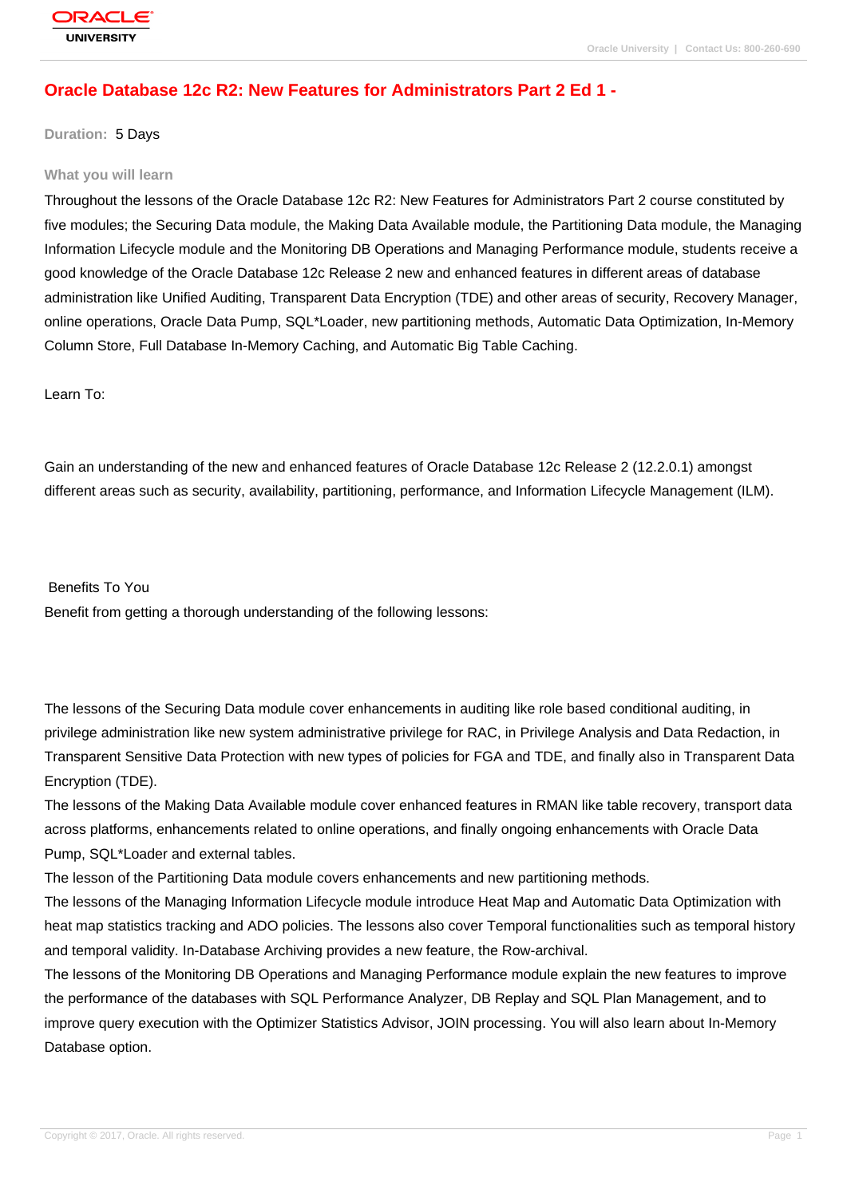# Oracle Database 12c R2: New Features for Administrators Part 2 Ed 1 -

**Duration:** 5 Days

### What you will learn

Throughout the lessons of the Oracle Database 12c R2: New Features for Administrators Part 2 course constituted by five modules; the Securing Data module, the Making Data Available module, the Partitioning Data module, the Managing Information Lifecycle module and the Monitoring DB Operations and Managing Performance module, students receive a good knowledge of the Oracle Database 12c Release 2 new and enhanced features in different areas of database administration like Unified Auditing, Transparent Data Encryption (TDE) and other areas of security, Recovery Manager, online operations, Oracle Data Pump, SQL*Loader, new partitioning methods, Automatic Data Optimization, In-Memory Column Store, Full Database In-Memory Caching, and Automatic Big Table Caching.

Learn To:

Gain an understanding of the new and enhanced features of Oracle Database 12c Release 2 (12.2.0.1) amongst different areas such as security, availability, partitioning, performance, and Information Lifecycle Management (ILM).

Benefits To You

Benefit from getting a thorough understanding of the following lessons:

The lessons of the Securing Data module cover enhancements in auditing like role based conditional auditing, in privilege administration like new system administrative privilege for RAC, in Privilege Analysis and Data Redaction, in Transparent Sensitive Data Protection with new types of policies for FGA and TDE, and finally also in Transparent Data Encryption (TDE).

The lessons of the Making Data Available module cover enhanced features in RMAN like table recovery, transport data across platforms, enhancements related to online operations, and finally ongoing enhancements with Oracle Data Pump, SQL*Loader and external tables.

The lesson of the Partitioning Data module covers enhancements and new partitioning methods.

The lessons of the Managing Information Lifecycle module introduce Heat Map and Automatic Data Optimization with heat map statistics tracking and ADO policies. The lessons also cover Temporal functionalities such as temporal history and temporal validity. In-Database Archiving provides a new feature, the Row-archival.

The lessons of the Monitoring DB Operations and Managing Performance module explain the new features to improve the performance of the databases with SQL Performance Analyzer, DB Replay and SQL Plan Management, and to improve query execution with the Optimizer Statistics Advisor, JOIN processing. You will also learn about In-Memory Database option.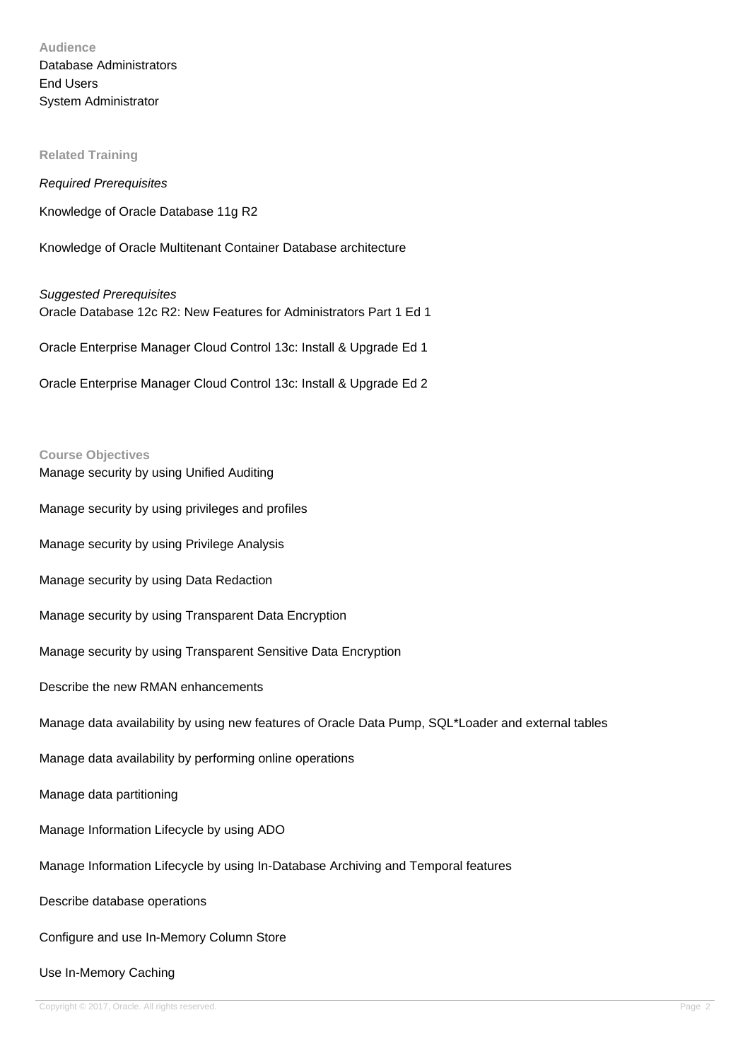## Audience

Database Administrators
End Users
System Administrator

## Related Training

*Required Prerequisites*

Knowledge of Oracle Database 11g R2

Knowledge of Oracle Multitenant Container Database architecture

*Suggested Prerequisites*

Oracle Database 12c R2: New Features for Administrators Part 1 Ed 1

Oracle Enterprise Manager Cloud Control 13c: Install & Upgrade Ed 1

Oracle Enterprise Manager Cloud Control 13c: Install & Upgrade Ed 2

## Course Objectives

Manage security by using Unified Auditing

Manage security by using privileges and profiles

Manage security by using Privilege Analysis

Manage security by using Data Redaction

Manage security by using Transparent Data Encryption

Manage security by using Transparent Sensitive Data Encryption

Describe the new RMAN enhancements

Manage data availability by using new features of Oracle Data Pump, SQL*Loader and external tables

Manage data availability by performing online operations

Manage data partitioning

Manage Information Lifecycle by using ADO

Manage Information Lifecycle by using In-Database Archiving and Temporal features

Describe database operations

Configure and use In-Memory Column Store

Use In-Memory Caching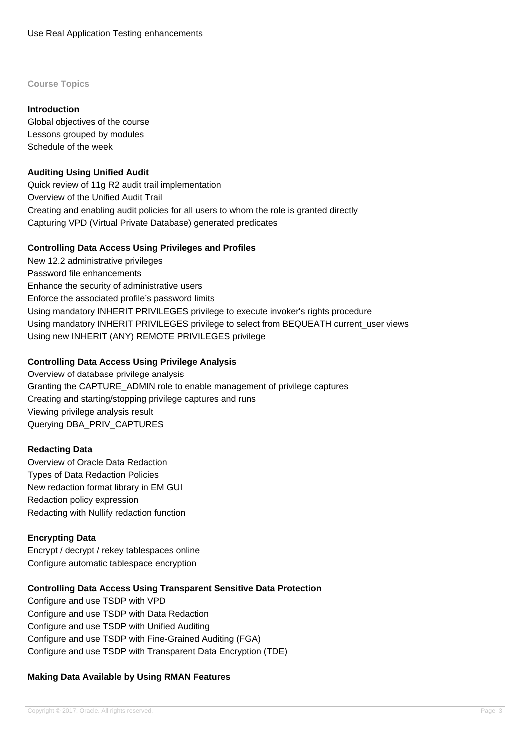Use Real Application Testing enhancements

## Course Topics

### Introduction

Global objectives of the course
Lessons grouped by modules
Schedule of the week

### Auditing Using Unified Audit

Quick review of 11g R2 audit trail implementation
Overview of the Unified Audit Trail
Creating and enabling audit policies for all users to whom the role is granted directly
Capturing VPD (Virtual Private Database) generated predicates

### Controlling Data Access Using Privileges and Profiles

New 12.2 administrative privileges
Password file enhancements
Enhance the security of administrative users
Enforce the associated profile’s password limits
Using mandatory INHERIT PRIVILEGES privilege to execute invoker's rights procedure
Using mandatory INHERIT PRIVILEGES privilege to select from BEQUEATH current_user views
Using new INHERIT (ANY) REMOTE PRIVILEGES privilege

### Controlling Data Access Using Privilege Analysis

Overview of database privilege analysis
Granting the CAPTURE_ADMIN role to enable management of privilege captures
Creating and starting/stopping privilege captures and runs
Viewing privilege analysis result
Querying DBA_PRIV_CAPTURES

### Redacting Data

Overview of Oracle Data Redaction
Types of Data Redaction Policies
New redaction format library in EM GUI
Redaction policy expression
Redacting with Nullify redaction function

### Encrypting Data

Encrypt / decrypt / rekey tablespaces online
Configure automatic tablespace encryption

### Controlling Data Access Using Transparent Sensitive Data Protection

Configure and use TSDP with VPD
Configure and use TSDP with Data Redaction
Configure and use TSDP with Unified Auditing
Configure and use TSDP with Fine-Grained Auditing (FGA)
Configure and use TSDP with Transparent Data Encryption (TDE)

### Making Data Available by Using RMAN Features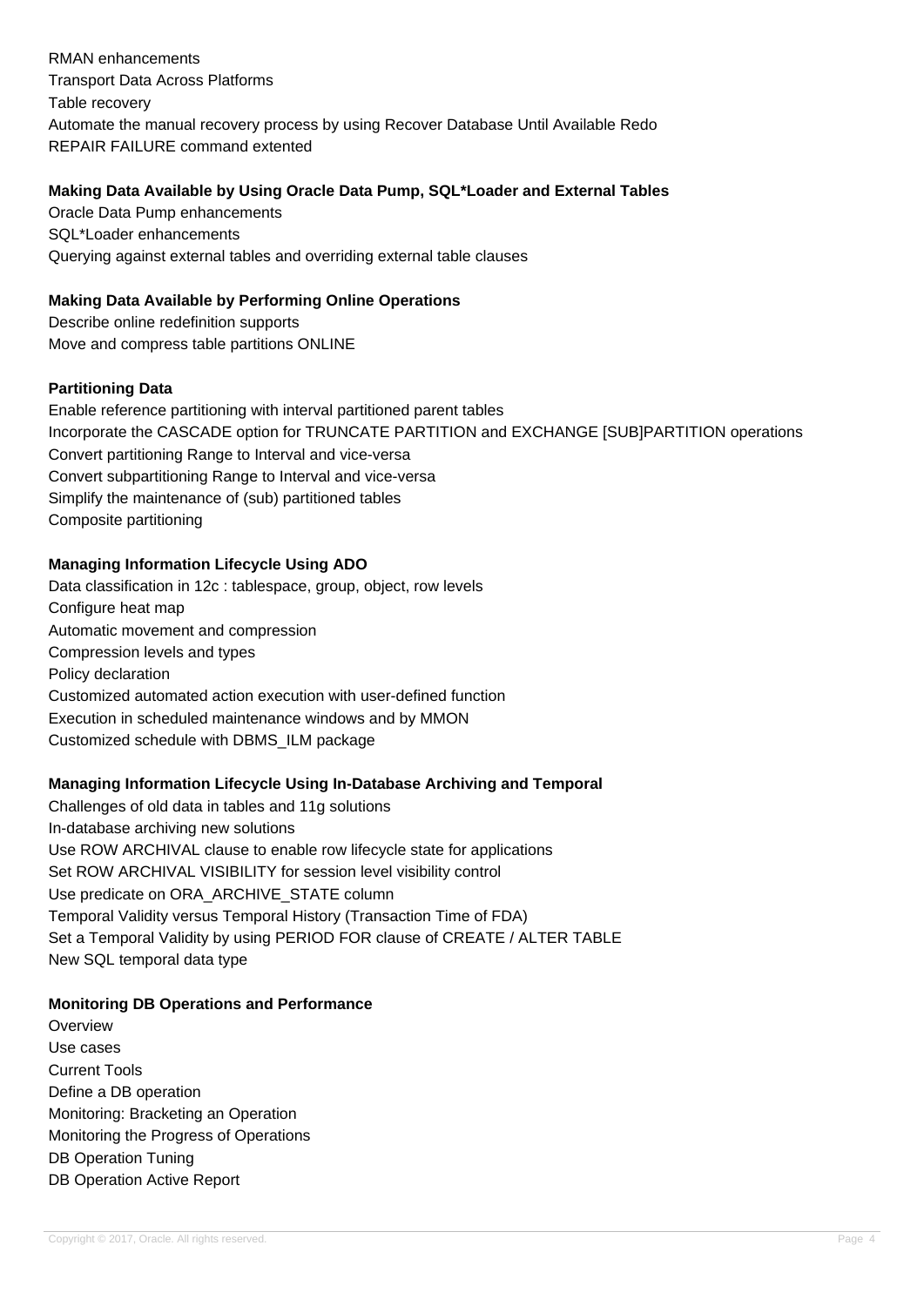RMAN enhancements
Transport Data Across Platforms
Table recovery
Automate the manual recovery process by using Recover Database Until Available Redo
REPAIR FAILURE command extented

**Making Data Available by Using Oracle Data Pump, SQL*Loader and External Tables**

Oracle Data Pump enhancements
SQL*Loader enhancements
Querying against external tables and overriding external table clauses

**Making Data Available by Performing Online Operations**

Describe online redefinition supports
Move and compress table partitions ONLINE

**Partitioning Data**

Enable reference partitioning with interval partitioned parent tables
Incorporate the CASCADE option for TRUNCATE PARTITION and EXCHANGE [SUB]PARTITION operations
Convert partitioning Range to Interval and vice-versa
Convert subpartitioning Range to Interval and vice-versa
Simplify the maintenance of (sub) partitioned tables
Composite partitioning

**Managing Information Lifecycle Using ADO**

Data classification in 12c : tablespace, group, object, row levels
Configure heat map
Automatic movement and compression
Compression levels and types
Policy declaration
Customized automated action execution with user-defined function
Execution in scheduled maintenance windows and by MMON
Customized schedule with DBMS_ILM package

**Managing Information Lifecycle Using In-Database Archiving and Temporal**

Challenges of old data in tables and 11g solutions
In-database archiving new solutions
Use ROW ARCHIVAL clause to enable row lifecycle state for applications
Set ROW ARCHIVAL VISIBILITY for session level visibility control
Use predicate on ORA_ARCHIVE_STATE column
Temporal Validity versus Temporal History (Transaction Time of FDA)
Set a Temporal Validity by using PERIOD FOR clause of CREATE / ALTER TABLE
New SQL temporal data type

**Monitoring DB Operations and Performance**

Overview
Use cases
Current Tools
Define a DB operation
Monitoring: Bracketing an Operation
Monitoring the Progress of Operations
DB Operation Tuning
DB Operation Active Report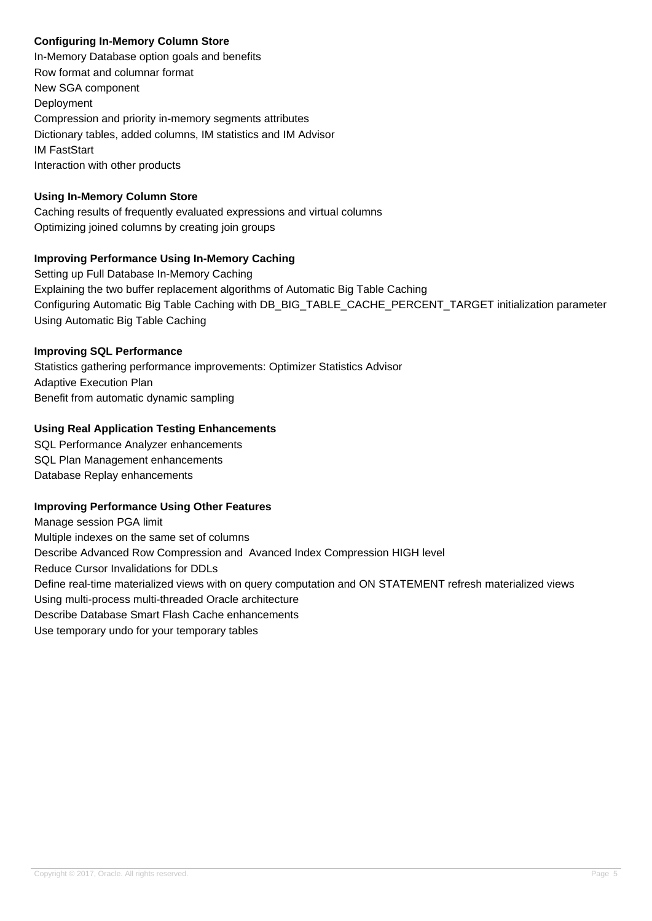**Configuring In-Memory Column Store**

In-Memory Database option goals and benefits
Row format and columnar format
New SGA component
Deployment
Compression and priority in-memory segments attributes
Dictionary tables, added columns, IM statistics and IM Advisor
IM FastStart
Interaction with other products

**Using In-Memory Column Store**

Caching results of frequently evaluated expressions and virtual columns
Optimizing joined columns by creating join groups

**Improving Performance Using In-Memory Caching**

Setting up Full Database In-Memory Caching
Explaining the two buffer replacement algorithms of Automatic Big Table Caching
Configuring Automatic Big Table Caching with DB_BIG_TABLE_CACHE_PERCENT_TARGET initialization parameter
Using Automatic Big Table Caching

**Improving SQL Performance**

Statistics gathering performance improvements: Optimizer Statistics Advisor
Adaptive Execution Plan
Benefit from automatic dynamic sampling

**Using Real Application Testing Enhancements**

SQL Performance Analyzer enhancements
SQL Plan Management enhancements
Database Replay enhancements

**Improving Performance Using Other Features**

Manage session PGA limit
Multiple indexes on the same set of columns
Describe Advanced Row Compression and Avanced Index Compression HIGH level
Reduce Cursor Invalidations for DDLs
Define real-time materialized views with on query computation and ON STATEMENT refresh materialized views
Using multi-process multi-threaded Oracle architecture
Describe Database Smart Flash Cache enhancements
Use temporary undo for your temporary tables